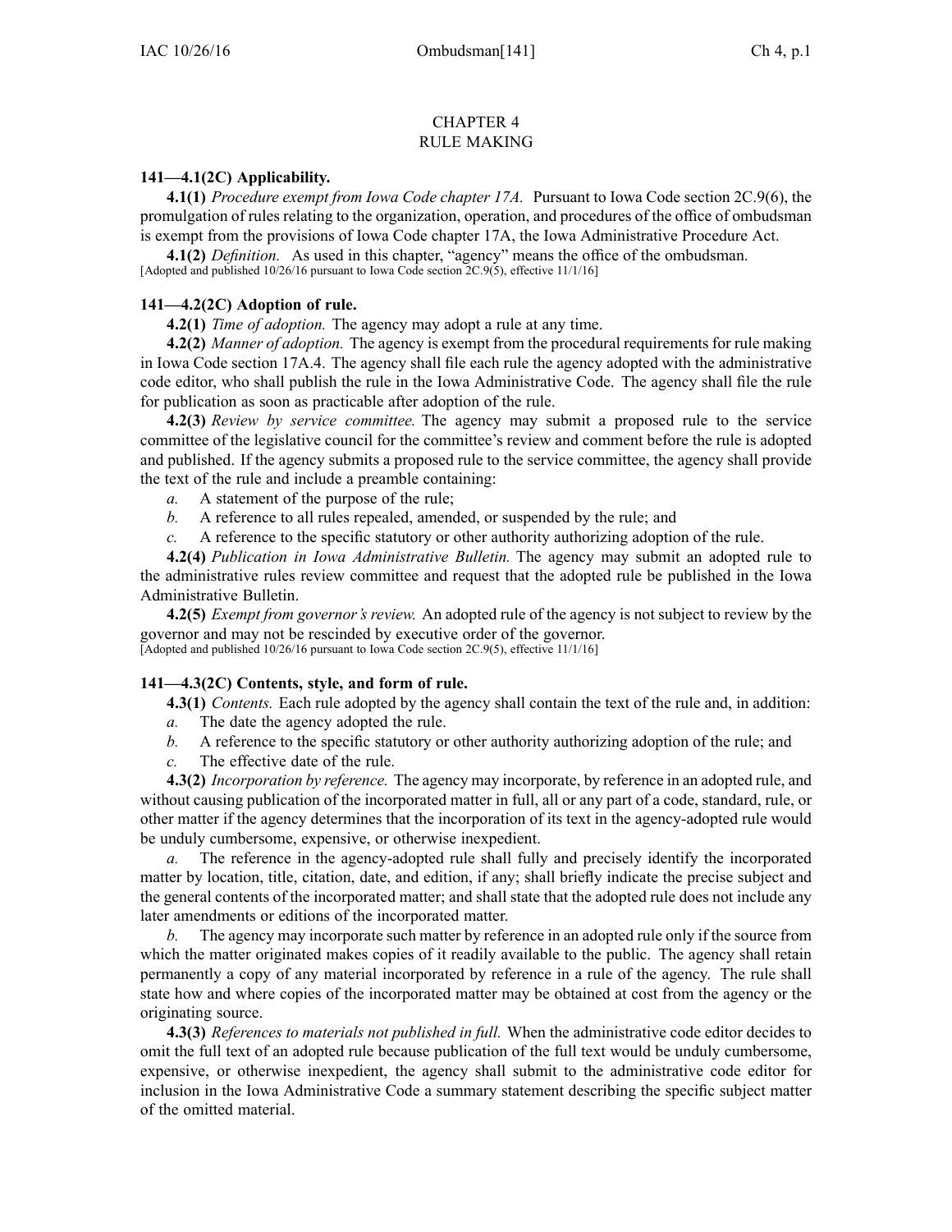# CHAPTER 4
# RULE MAKING

### 141—4.1(2C) Applicability.

**4.1(1)** *Procedure exempt from Iowa Code chapter 17A.* Pursuant to Iowa Code section 2C.9(6), the promulgation of rules relating to the organization, operation, and procedures of the office of ombudsman is exempt from the provisions of Iowa Code chapter 17A, the Iowa Administrative Procedure Act.

**4.1(2)** *Definition.* As used in this chapter, "agency" means the office of the ombudsman.

[Adopted and published 10/26/16 pursuant to Iowa Code section 2C.9(5), effective 11/1/16]

### 141—4.2(2C) Adoption of rule.

**4.2(1)** *Time of adoption.* The agency may adopt a rule at any time.

**4.2(2)** *Manner of adoption.* The agency is exempt from the procedural requirements for rule making in Iowa Code section 17A.4. The agency shall file each rule the agency adopted with the administrative code editor, who shall publish the rule in the Iowa Administrative Code. The agency shall file the rule for publication as soon as practicable after adoption of the rule.

**4.2(3)** *Review by service committee.* The agency may submit a proposed rule to the service committee of the legislative council for the committee's review and comment before the rule is adopted and published. If the agency submits a proposed rule to the service committee, the agency shall provide the text of the rule and include a preamble containing:

*a.* A statement of the purpose of the rule;

*b.* A reference to all rules repealed, amended, or suspended by the rule; and

*c.* A reference to the specific statutory or other authority authorizing adoption of the rule.

**4.2(4)** *Publication in Iowa Administrative Bulletin.* The agency may submit an adopted rule to the administrative rules review committee and request that the adopted rule be published in the Iowa Administrative Bulletin.

**4.2(5)** *Exempt from governor's review.* An adopted rule of the agency is not subject to review by the governor and may not be rescinded by executive order of the governor.

[Adopted and published 10/26/16 pursuant to Iowa Code section 2C.9(5), effective 11/1/16]

### 141—4.3(2C) Contents, style, and form of rule.

**4.3(1)** *Contents.* Each rule adopted by the agency shall contain the text of the rule and, in addition:

*a.* The date the agency adopted the rule.

*b.* A reference to the specific statutory or other authority authorizing adoption of the rule; and

*c.* The effective date of the rule.

**4.3(2)** *Incorporation by reference.* The agency may incorporate, by reference in an adopted rule, and without causing publication of the incorporated matter in full, all or any part of a code, standard, rule, or other matter if the agency determines that the incorporation of its text in the agency-adopted rule would be unduly cumbersome, expensive, or otherwise inexpedient.

*a.* The reference in the agency-adopted rule shall fully and precisely identify the incorporated matter by location, title, citation, date, and edition, if any; shall briefly indicate the precise subject and the general contents of the incorporated matter; and shall state that the adopted rule does not include any later amendments or editions of the incorporated matter.

*b.* The agency may incorporate such matter by reference in an adopted rule only if the source from which the matter originated makes copies of it readily available to the public. The agency shall retain permanently a copy of any material incorporated by reference in a rule of the agency. The rule shall state how and where copies of the incorporated matter may be obtained at cost from the agency or the originating source.

**4.3(3)** *References to materials not published in full.* When the administrative code editor decides to omit the full text of an adopted rule because publication of the full text would be unduly cumbersome, expensive, or otherwise inexpedient, the agency shall submit to the administrative code editor for inclusion in the Iowa Administrative Code a summary statement describing the specific subject matter of the omitted material.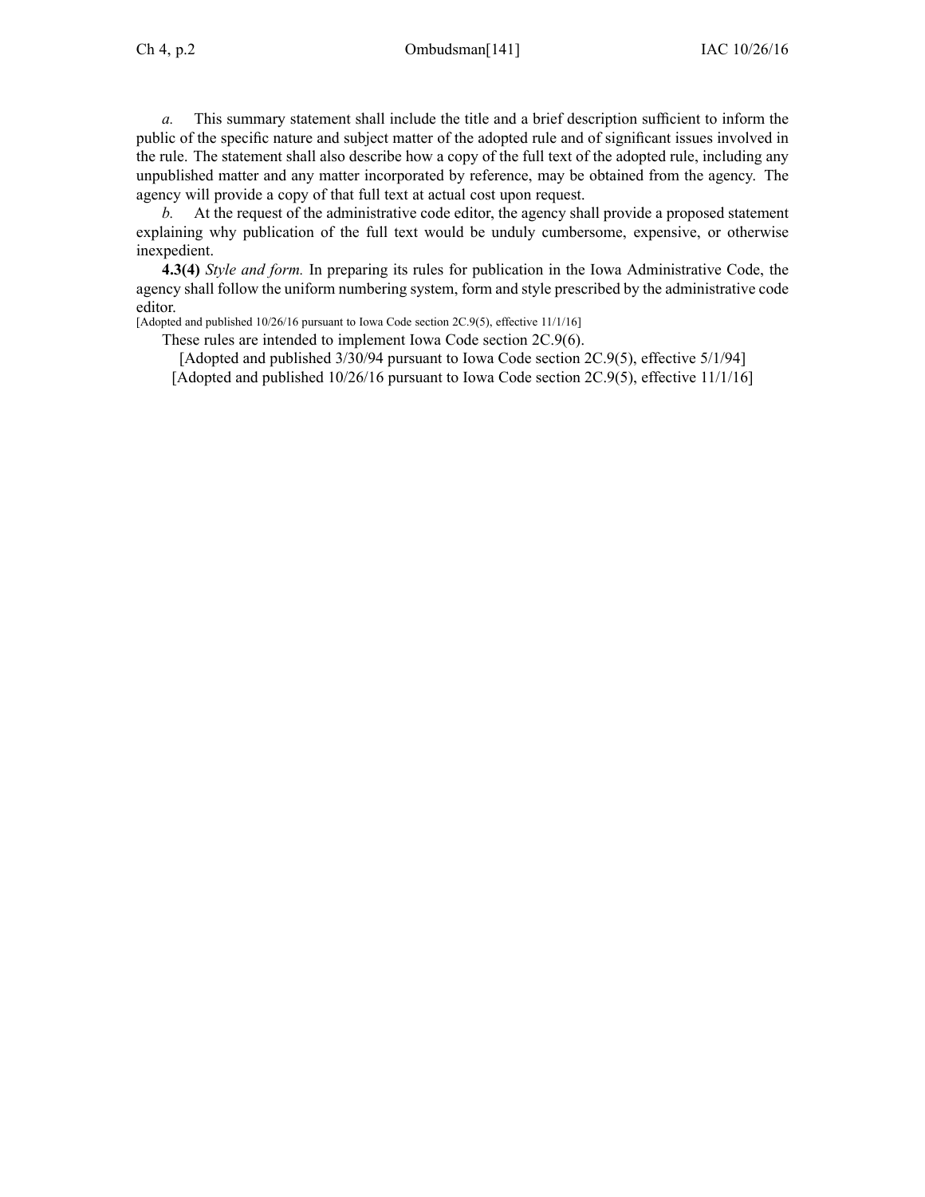*a.* This summary statement shall include the title and a brief description sufficient to inform the public of the specific nature and subject matter of the adopted rule and of significant issues involved in the rule. The statement shall also describe how a copy of the full text of the adopted rule, including any unpublished matter and any matter incorporated by reference, may be obtained from the agency. The agency will provide a copy of that full text at actual cost upon request.

*b.* At the request of the administrative code editor, the agency shall provide a proposed statement explaining why publication of the full text would be unduly cumbersome, expensive, or otherwise inexpedient.

**4.3(4)** *Style and form.* In preparing its rules for publication in the Iowa Administrative Code, the agency shall follow the uniform numbering system, form and style prescribed by the administrative code editor.

[Adopted and published 10/26/16 pursuant to Iowa Code section 2C.9(5), effective 11/1/16]

These rules are intended to implement Iowa Code section 2C.9(6).

[Adopted and published 3/30/94 pursuant to Iowa Code section 2C.9(5), effective 5/1/94]

[Adopted and published 10/26/16 pursuant to Iowa Code section 2C.9(5), effective 11/1/16]